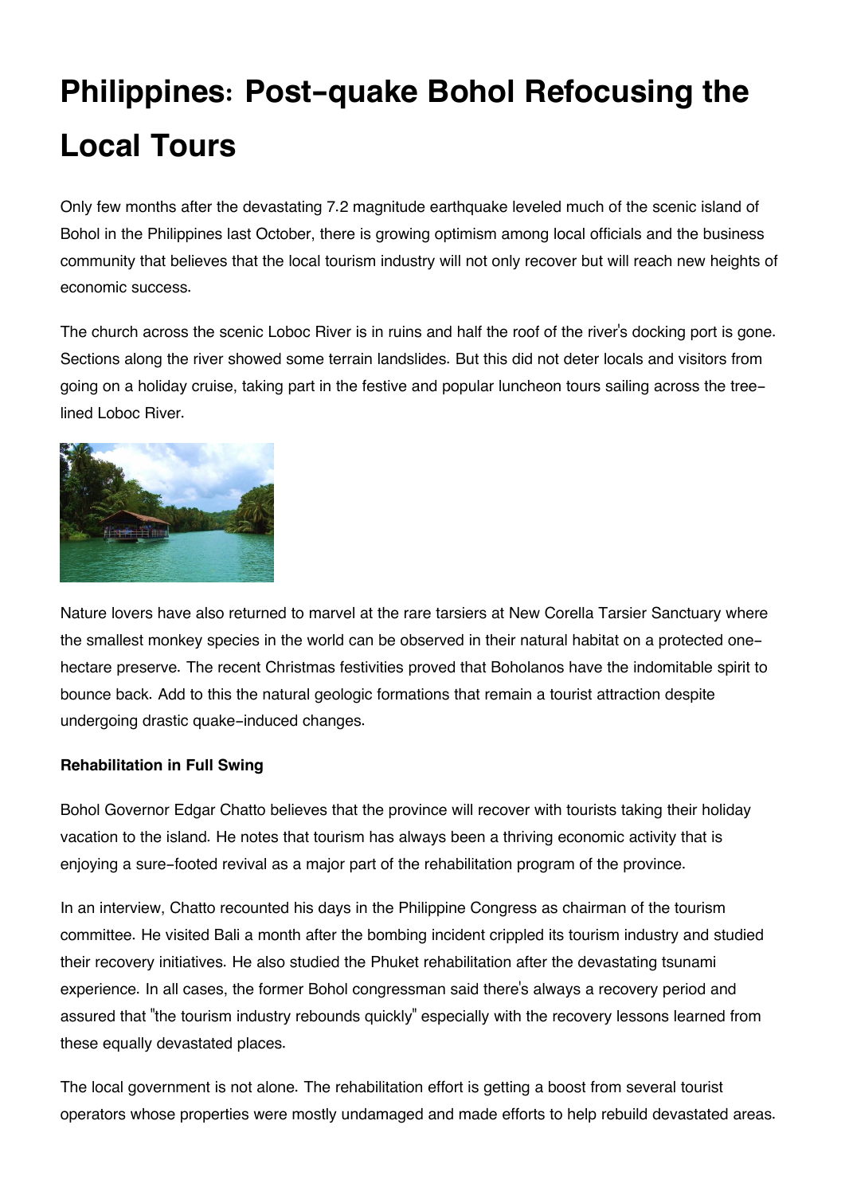# Philippines: Post-quake Bohol Refocusing the Local Tours

Only few months after the devastating 7.2 magnitude earthquake leveled much of the scenic island of Bohol in the Philippines last October, there is growing optimism among local officials and the business community that believes that the local tourism industry will not only recover but will reach new heights of economic success.

The church across the scenic Loboc River is in ruins and half the roof of the river's docking port is gone. Sections along the river showed some terrain landslides. But this did not deter locals and visitors from going on a holiday cruise, taking part in the festive and popular luncheon tours sailing across the tree-lined Loboc River.

Nature lovers have also returned to marvel at the rare tarsiers at New Corella Tarsier Sanctuary where the smallest monkey species in the world can be observed in their natural habitat on a protected one-hectare preserve. The recent Christmas festivities proved that Boholanos have the indomitable spirit to bounce back. Add to this the natural geologic formations that remain a tourist attraction despite undergoing drastic quake-induced changes.

**Rehabilitation in Full Swing**

Bohol Governor Edgar Chatto believes that the province will recover with tourists taking their holiday vacation to the island. He notes that tourism has always been a thriving economic activity that is enjoying a sure-footed revival as a major part of the rehabilitation program of the province.

In an interview, Chatto recounted his days in the Philippine Congress as chairman of the tourism committee. He visited Bali a month after the bombing incident crippled its tourism industry and studied their recovery initiatives. He also studied the Phuket rehabilitation after the devastating tsunami experience. In all cases, the former Bohol congressman said there's always a recovery period and assured that "the tourism industry rebounds quickly" especially with the recovery lessons learned from these equally devastated places.

The local government is not alone. The rehabilitation effort is getting a boost from several tourist operators whose properties were mostly undamaged and made efforts to help rebuild devastated areas.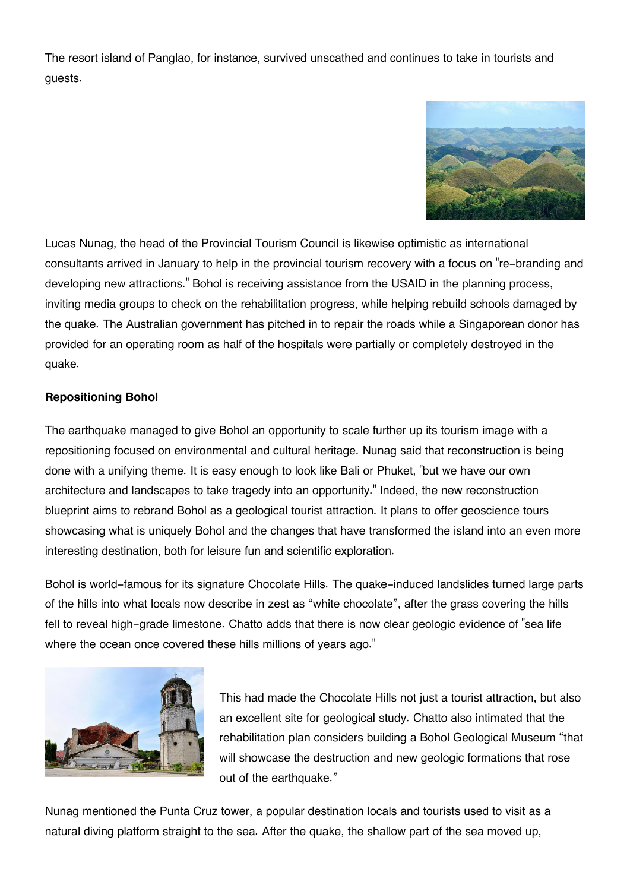The resort island of Panglao, for instance, survived unscathed and continues to take in tourists and guests.

Lucas Nunag, the head of the Provincial Tourism Council is likewise optimistic as international consultants arrived in January to help in the provincial tourism recovery with a focus on "re-branding and developing new attractions." Bohol is receiving assistance from the USAID in the planning process, inviting media groups to check on the rehabilitation progress, while helping rebuild schools damaged by the quake. The Australian government has pitched in to repair the roads while a Singaporean donor has provided for an operating room as half of the hospitals were partially or completely destroyed in the quake.

**Repositioning Bohol**

The earthquake managed to give Bohol an opportunity to scale further up its tourism image with a repositioning focused on environmental and cultural heritage. Nunag said that reconstruction is being done with a unifying theme. It is easy enough to look like Bali or Phuket, "but we have our own architecture and landscapes to take tragedy into an opportunity." Indeed, the new reconstruction blueprint aims to rebrand Bohol as a geological tourist attraction. It plans to offer geoscience tours showcasing what is uniquely Bohol and the changes that have transformed the island into an even more interesting destination, both for leisure fun and scientific exploration.

Bohol is world-famous for its signature Chocolate Hills. The quake-induced landslides turned large parts of the hills into what locals now describe in zest as "white chocolate", after the grass covering the hills fell to reveal high-grade limestone. Chatto adds that there is now clear geologic evidence of "sea life where the ocean once covered these hills millions of years ago."

This had made the Chocolate Hills not just a tourist attraction, but also an excellent site for geological study. Chatto also intimated that the rehabilitation plan considers building a Bohol Geological Museum "that will showcase the destruction and new geologic formations that rose out of the earthquake."

Nunag mentioned the Punta Cruz tower, a popular destination locals and tourists used to visit as a natural diving platform straight to the sea. After the quake, the shallow part of the sea moved up,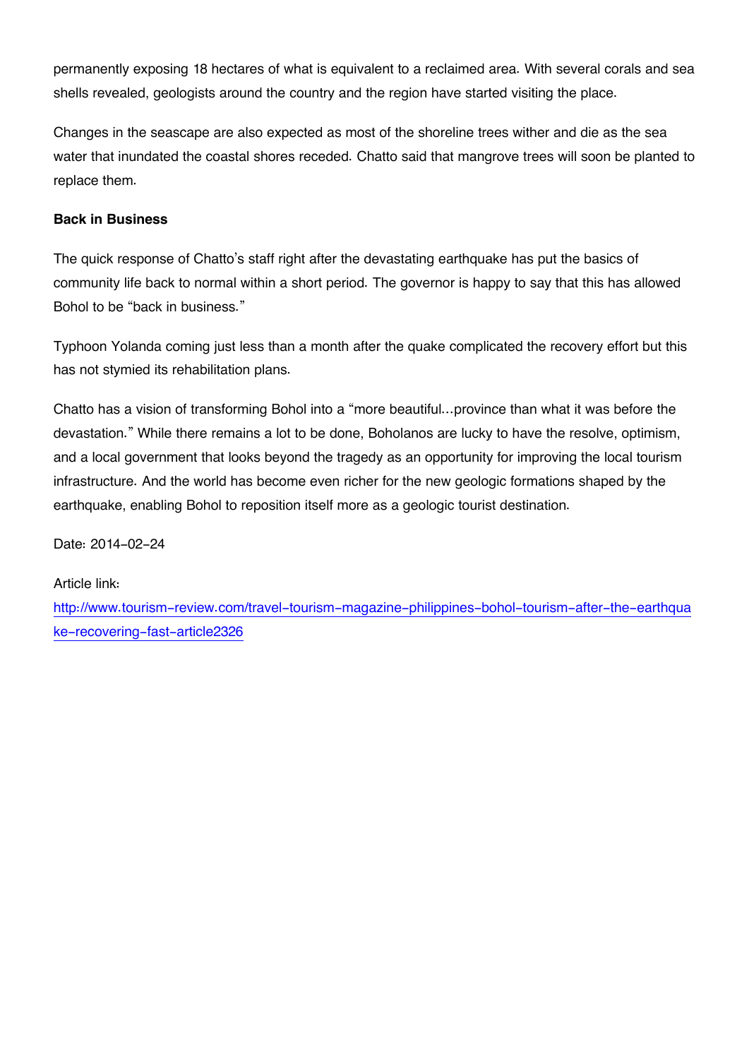permanently exposing 18 hectares of what is equivalent to a reclaimed area. With several corals and sea shells revealed, geologists around the country and the region have started visiting the place.

Changes in the seascape are also expected as most of the shoreline trees wither and die as the sea water that inundated the coastal shores receded. Chatto said that mangrove trees will soon be planted to replace them.

**Back in Business**

The quick response of Chatto's staff right after the devastating earthquake has put the basics of community life back to normal within a short period. The governor is happy to say that this has allowed Bohol to be "back in business."

Typhoon Yolanda coming just less than a month after the quake complicated the recovery effort but this has not stymied its rehabilitation plans.

Chatto has a vision of transforming Bohol into a "more beautiful…province than what it was before the devastation." While there remains a lot to be done, Boholanos are lucky to have the resolve, optimism, and a local government that looks beyond the tragedy as an opportunity for improving the local tourism infrastructure. And the world has become even richer for the new geologic formations shaped by the earthquake, enabling Bohol to reposition itself more as a geologic tourist destination.

Date: 2014-02-24

Article link:
[http://www.tourism-review.com/travel-tourism-magazine-philippines-bohol-tourism-after-the-earthquake-recovering-fast-article2326](http://www.tourism-review.com/travel-tourism-magazine-philippines-bohol-tourism-after-the-earthquake-recovering-fast-article2326)